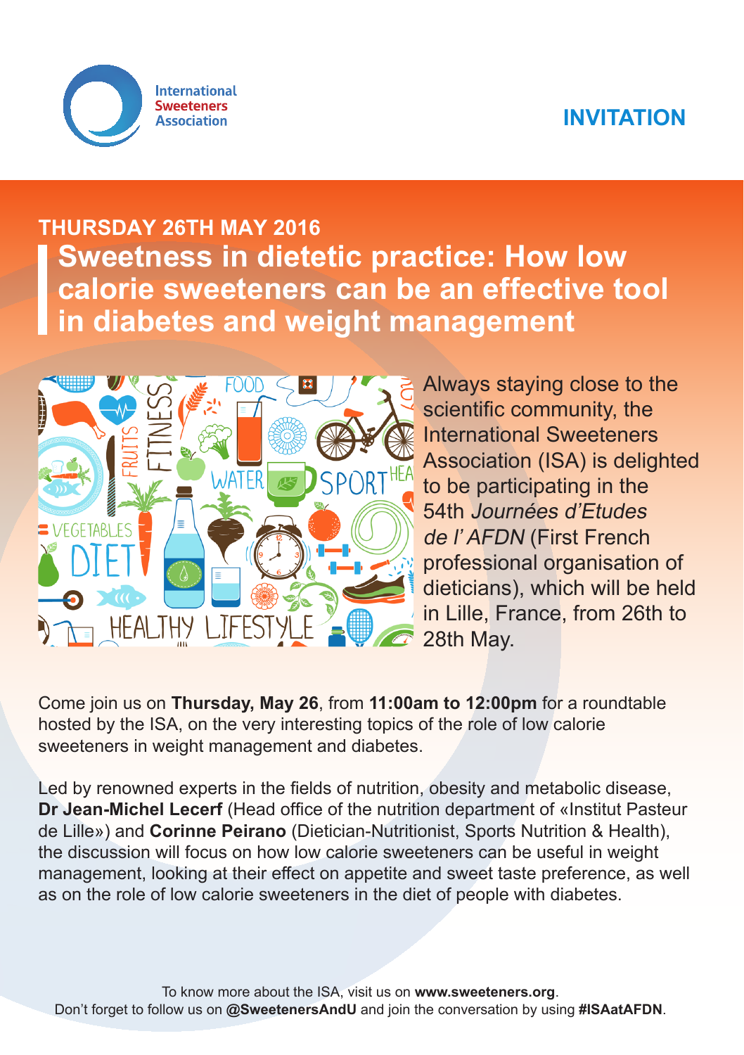International Sweeteners Association

## INVITATION

### THURSDAY 26TH MAY 2016

# Sweetness in dietetic practice: How low calorie sweeteners can be an effective tool in diabetes and weight management

Always staying close to the scientific community, the International Sweeteners Association (ISA) is delighted to be participating in the 54th *Journées d'Etudes de l'AFDN* (First French professional organisation of dieticians), which will be held in Lille, France, from 26th to 28th May.

Come join us on **Thursday, May 26**, from **11:00am to 12:00pm** for a roundtable hosted by the ISA, on the very interesting topics of the role of low calorie sweeteners in weight management and diabetes.

Led by renowned experts in the fields of nutrition, obesity and metabolic disease, **Dr Jean-Michel Lecerf** (Head office of the nutrition department of «Institut Pasteur de Lille») and **Corinne Peirano** (Dietician-Nutritionist, Sports Nutrition & Health), the discussion will focus on how low calorie sweeteners can be useful in weight management, looking at their effect on appetite and sweet taste preference, as well as on the role of low calorie sweeteners in the diet of people with diabetes.

To know more about the ISA, visit us on **www.sweeteners.org**.
Don't forget to follow us on **@SweetenersAndU** and join the conversation by using **#ISAatAFDN**.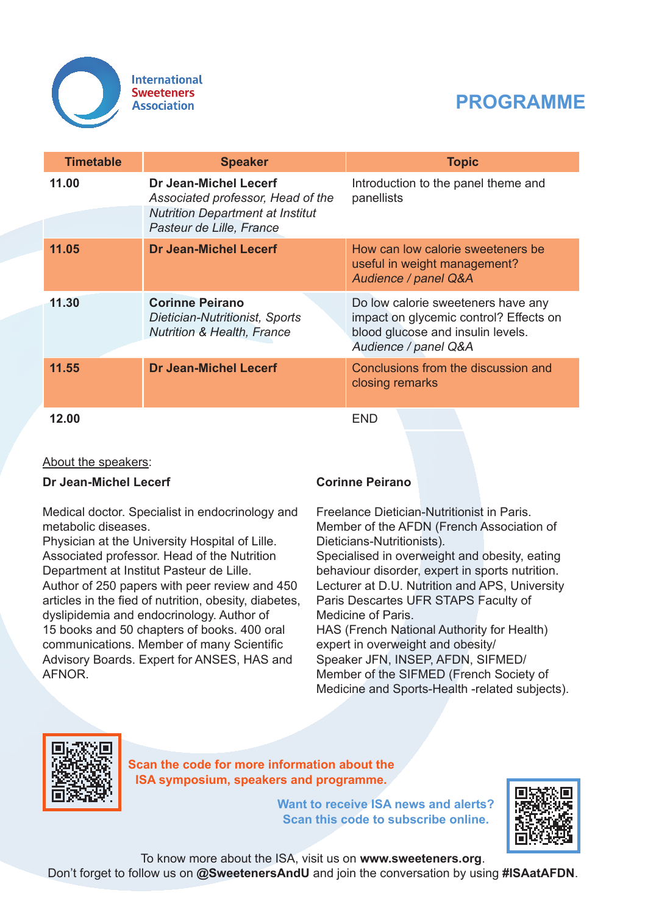International
Sweeteners
Association

# PROGRAMME

| Timetable | Speaker | Topic |
|---|---|---|
| **11.00** | **Dr Jean-Michel Lecerf**<br>*Associated professor, Head of the Nutrition Department at Institut Pasteur de Lille, France* | Introduction to the panel theme and panellists |
| **11.05** | **Dr Jean-Michel Lecerf** | How can low calorie sweeteners be useful in weight management?<br>*Audience / panel Q&A* |
| **11.30** | **Corinne Peirano**<br>*Dietician-Nutritionist, Sports Nutrition & Health, France* | Do low calorie sweeteners have any impact on glycemic control? Effects on blood glucose and insulin levels.<br>*Audience / panel Q&A* |
| **11.55** | **Dr Jean-Michel Lecerf** | Conclusions from the discussion and closing remarks |
| **12.00** | | END |

About the speakers:

**Dr Jean-Michel Lecerf**

Medical doctor. Specialist in endocrinology and metabolic diseases.
Physician at the University Hospital of Lille.
Associated professor. Head of the Nutrition Department at Institut Pasteur de Lille.
Author of 250 papers with peer review and 450 articles in the fied of nutrition, obesity, diabetes, dyslipidemia and endocrinology. Author of 15 books and 50 chapters of books. 400 oral communications. Member of many Scientific Advisory Boards. Expert for ANSES, HAS and AFNOR.

**Corinne Peirano**

Freelance Dietician-Nutritionist in Paris.
Member of the AFDN (French Association of Dieticians-Nutritionists).
Specialised in overweight and obesity, eating behaviour disorder, expert in sports nutrition.
Lecturer at D.U. Nutrition and APS, University Paris Descartes UFR STAPS Faculty of Medicine of Paris.
HAS (French National Authority for Health) expert in overweight and obesity/
Speaker JFN, INSEP, AFDN, SIFMED/
Member of the SIFMED (French Society of Medicine and Sports-Health -related subjects).

**Scan the code for more information about the ISA symposium, speakers and programme.**

**Want to receive ISA news and alerts? Scan this code to subscribe online.**

To know more about the ISA, visit us on **www.sweeteners.org**.
Don't forget to follow us on **@SweetenersAndU** and join the conversation by using **#ISAatAFDN**.